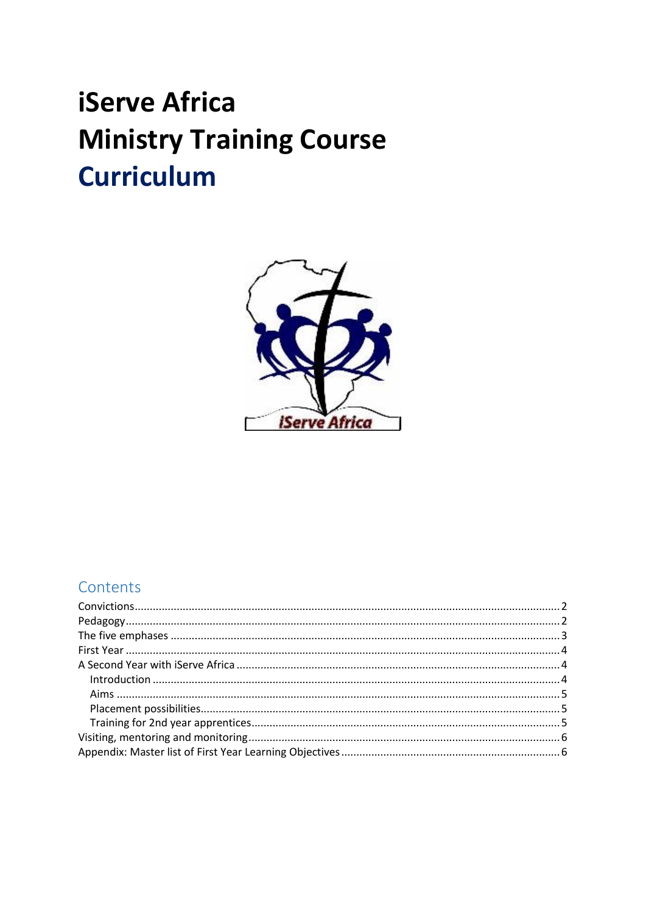# iServe Africa
# Ministry Training Course
# Curriculum

## Contents

- Convictions ........ 2
- Pedagogy ........ 2
- The five emphases ........ 3
- First Year ........ 4
- A Second Year with iServe Africa ........ 4
  - Introduction ........ 4
  - Aims ........ 5
  - Placement possibilities ........ 5
  - Training for 2nd year apprentices ........ 5
- Visiting, mentoring and monitoring ........ 6
- Appendix: Master list of First Year Learning Objectives ........ 6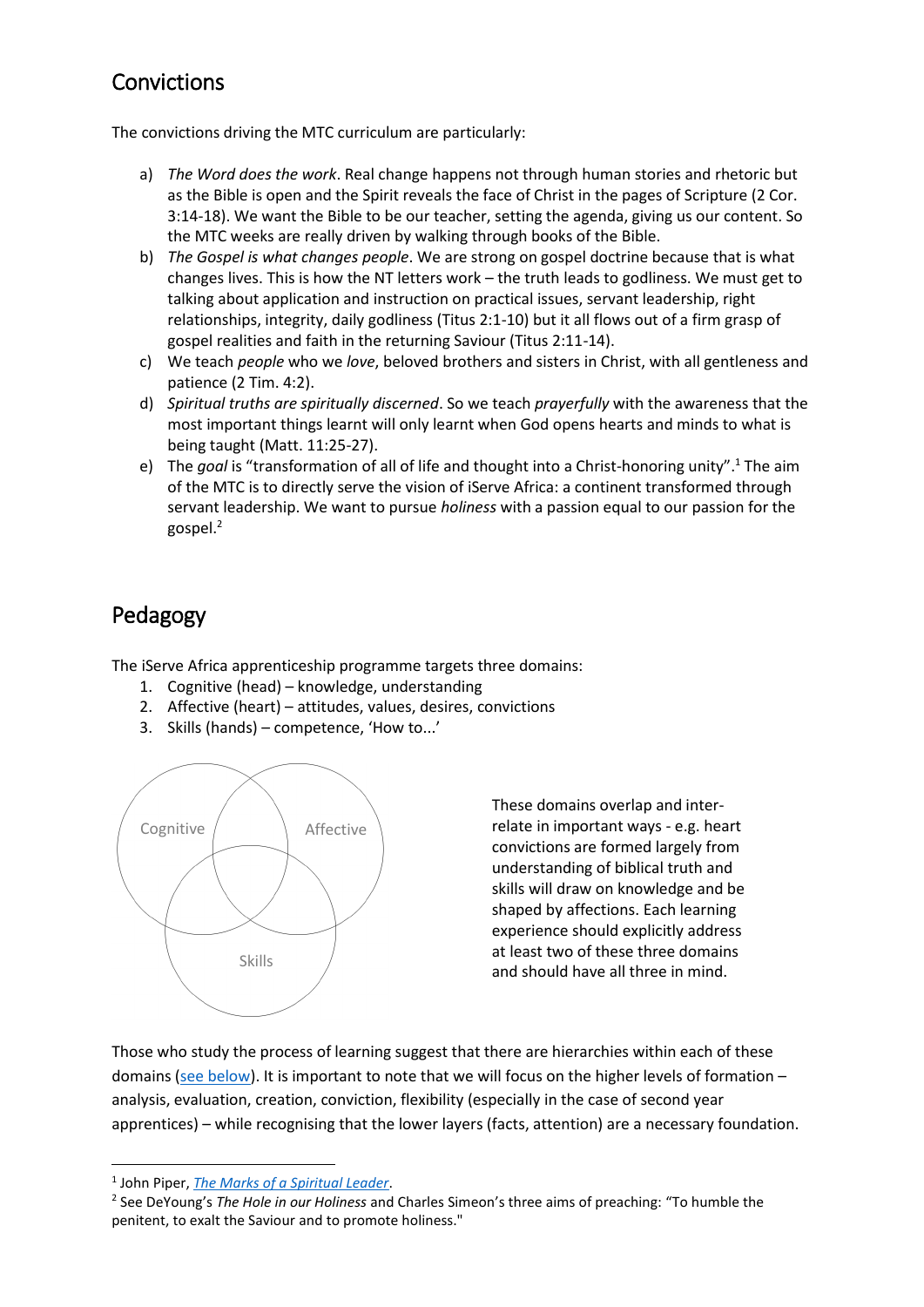## Convictions

The convictions driving the MTC curriculum are particularly:

a) *The Word does the work*. Real change happens not through human stories and rhetoric but as the Bible is open and the Spirit reveals the face of Christ in the pages of Scripture (2 Cor. 3:14-18). We want the Bible to be our teacher, setting the agenda, giving us our content. So the MTC weeks are really driven by walking through books of the Bible.

b) *The Gospel is what changes people*. We are strong on gospel doctrine because that is what changes lives. This is how the NT letters work – the truth leads to godliness. We must get to talking about application and instruction on practical issues, servant leadership, right relationships, integrity, daily godliness (Titus 2:1-10) but it all flows out of a firm grasp of gospel realities and faith in the returning Saviour (Titus 2:11-14).

c) We teach *people* who we *love*, beloved brothers and sisters in Christ, with all gentleness and patience (2 Tim. 4:2).

d) *Spiritual truths are spiritually discerned*. So we teach *prayerfully* with the awareness that the most important things learnt will only learnt when God opens hearts and minds to what is being taught (Matt. 11:25-27).

e) The *goal* is "transformation of all of life and thought into a Christ-honoring unity".[1] The aim of the MTC is to directly serve the vision of iServe Africa: a continent transformed through servant leadership. We want to pursue *holiness* with a passion equal to our passion for the gospel.[2]

## Pedagogy

The iServe Africa apprenticeship programme targets three domains:

1. Cognitive (head) – knowledge, understanding
2. Affective (heart) – attitudes, values, desires, convictions
3. Skills (hands) – competence, 'How to...'

Cognitive | Affective | Skills

These domains overlap and inter-relate in important ways - e.g. heart convictions are formed largely from understanding of biblical truth and skills will draw on knowledge and be shaped by affections. Each learning experience should explicitly address at least two of these three domains and should have all three in mind.

Those who study the process of learning suggest that there are hierarchies within each of these domains (see below). It is important to note that we will focus on the higher levels of formation – analysis, evaluation, creation, conviction, flexibility (especially in the case of second year apprentices) – while recognising that the lower layers (facts, attention) are a necessary foundation.

---

[1] John Piper, *The Marks of a Spiritual Leader*.

[2] See DeYoung's *The Hole in our Holiness* and Charles Simeon's three aims of preaching: "To humble the penitent, to exalt the Saviour and to promote holiness."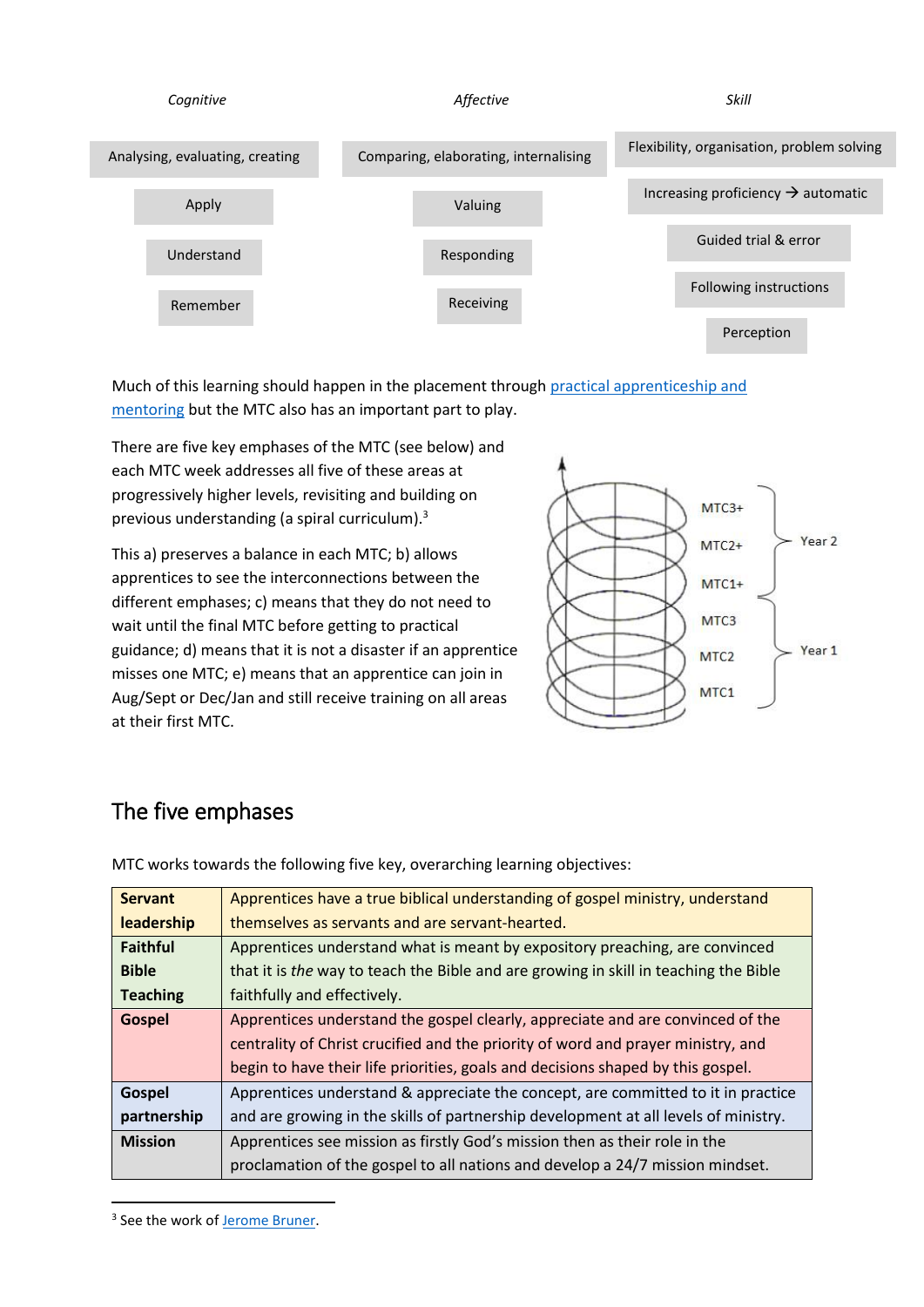| *Cognitive* | *Affective* | *Skill* |
|---|---|---|
| Analysing, evaluating, creating | Comparing, elaborating, internalising | Flexibility, organisation, problem solving |
| Apply | Valuing | Increasing proficiency → automatic |
| Understand | Responding | Guided trial & error |
| Remember | Receiving | Following instructions |
| | | Perception |

Much of this learning should happen in the placement through practical apprenticeship and mentoring but the MTC also has an important part to play.

There are five key emphases of the MTC (see below) and each MTC week addresses all five of these areas at progressively higher levels, revisiting and building on previous understanding (a spiral curriculum).[3]

This a) preserves a balance in each MTC; b) allows apprentices to see the interconnections between the different emphases; c) means that they do not need to wait until the final MTC before getting to practical guidance; d) means that it is not a disaster if an apprentice misses one MTC; e) means that an apprentice can join in Aug/Sept or Dec/Jan and still receive training on all areas at their first MTC.

MTC3+
MTC2+
MTC1+
Year 2

MTC3
MTC2
MTC1
Year 1

## The five emphases

MTC works towards the following five key, overarching learning objectives:

| | |
|---|---|
| **Servant leadership** | Apprentices have a true biblical understanding of gospel ministry, understand themselves as servants and are servant-hearted. |
| **Faithful Bible Teaching** | Apprentices understand what is meant by expository preaching, are convinced that it is *the* way to teach the Bible and are growing in skill in teaching the Bible faithfully and effectively. |
| **Gospel** | Apprentices understand the gospel clearly, appreciate and are convinced of the centrality of Christ crucified and the priority of word and prayer ministry, and begin to have their life priorities, goals and decisions shaped by this gospel. |
| **Gospel partnership** | Apprentices understand & appreciate the concept, are committed to it in practice and are growing in the skills of partnership development at all levels of ministry. |
| **Mission** | Apprentices see mission as firstly God's mission then as their role in the proclamation of the gospel to all nations and develop a 24/7 mission mindset. |

[3] See the work of Jerome Bruner.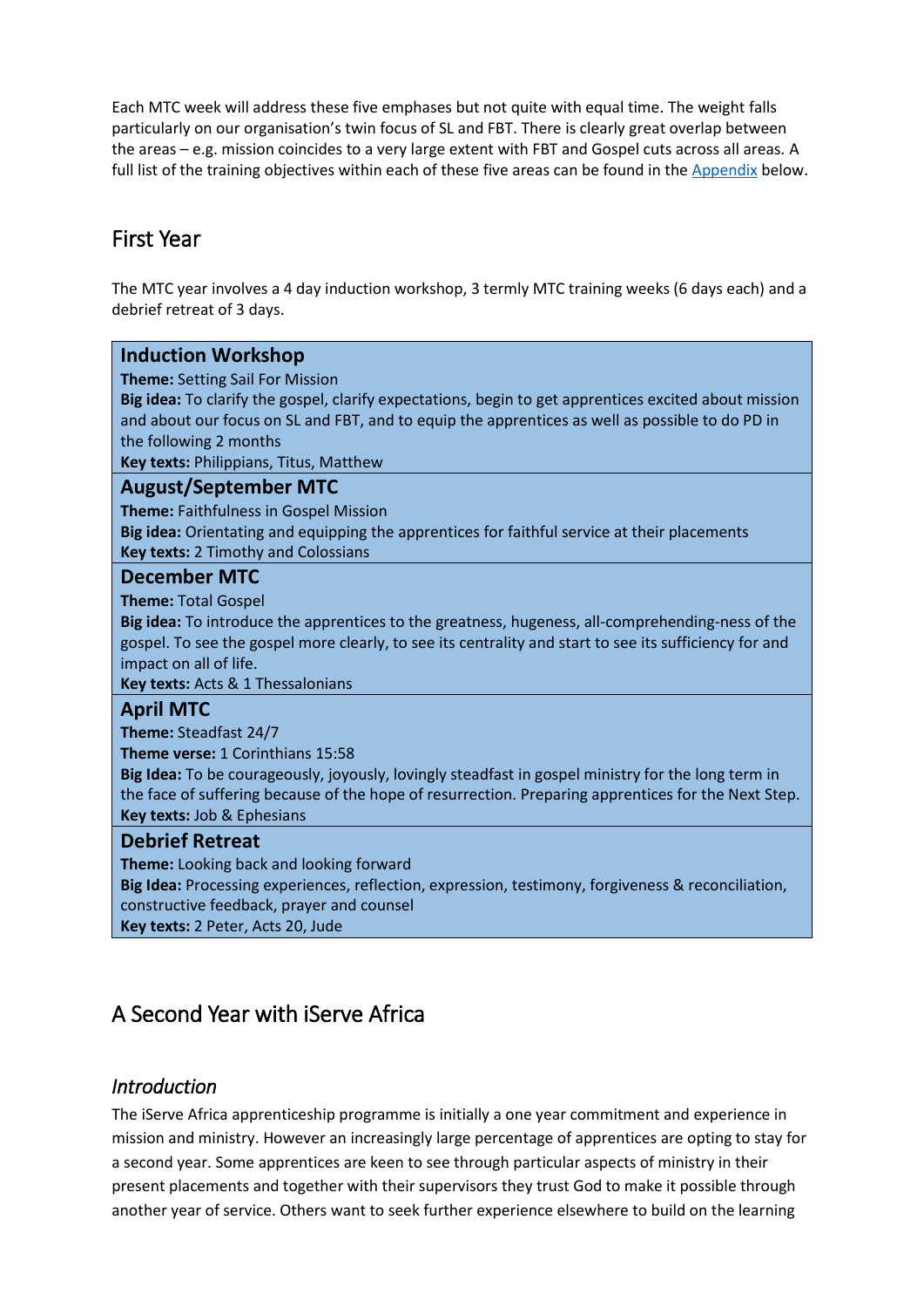Each MTC week will address these five emphases but not quite with equal time. The weight falls particularly on our organisation's twin focus of SL and FBT. There is clearly great overlap between the areas – e.g. mission coincides to a very large extent with FBT and Gospel cuts across all areas. A full list of the training objectives within each of these five areas can be found in the Appendix below.

## First Year

The MTC year involves a 4 day induction workshop, 3 termly MTC training weeks (6 days each) and a debrief retreat of 3 days.

### Induction Workshop

**Theme:** Setting Sail For Mission
**Big idea:** To clarify the gospel, clarify expectations, begin to get apprentices excited about mission and about our focus on SL and FBT, and to equip the apprentices as well as possible to do PD in the following 2 months
**Key texts:** Philippians, Titus, Matthew

### August/September MTC

**Theme:** Faithfulness in Gospel Mission
**Big idea:** Orientating and equipping the apprentices for faithful service at their placements
**Key texts:** 2 Timothy and Colossians

### December MTC

**Theme:** Total Gospel
**Big idea:** To introduce the apprentices to the greatness, hugeness, all-comprehending-ness of the gospel. To see the gospel more clearly, to see its centrality and start to see its sufficiency for and impact on all of life.
**Key texts:** Acts & 1 Thessalonians

### April MTC

**Theme:** Steadfast 24/7
**Theme verse:** 1 Corinthians 15:58
**Big Idea:** To be courageously, joyously, lovingly steadfast in gospel ministry for the long term in the face of suffering because of the hope of resurrection. Preparing apprentices for the Next Step.
**Key texts:** Job & Ephesians

### Debrief Retreat

**Theme:** Looking back and looking forward
**Big Idea:** Processing experiences, reflection, expression, testimony, forgiveness & reconciliation, constructive feedback, prayer and counsel
**Key texts:** 2 Peter, Acts 20, Jude

## A Second Year with iServe Africa

### *Introduction*

The iServe Africa apprenticeship programme is initially a one year commitment and experience in mission and ministry. However an increasingly large percentage of apprentices are opting to stay for a second year. Some apprentices are keen to see through particular aspects of ministry in their present placements and together with their supervisors they trust God to make it possible through another year of service. Others want to seek further experience elsewhere to build on the learning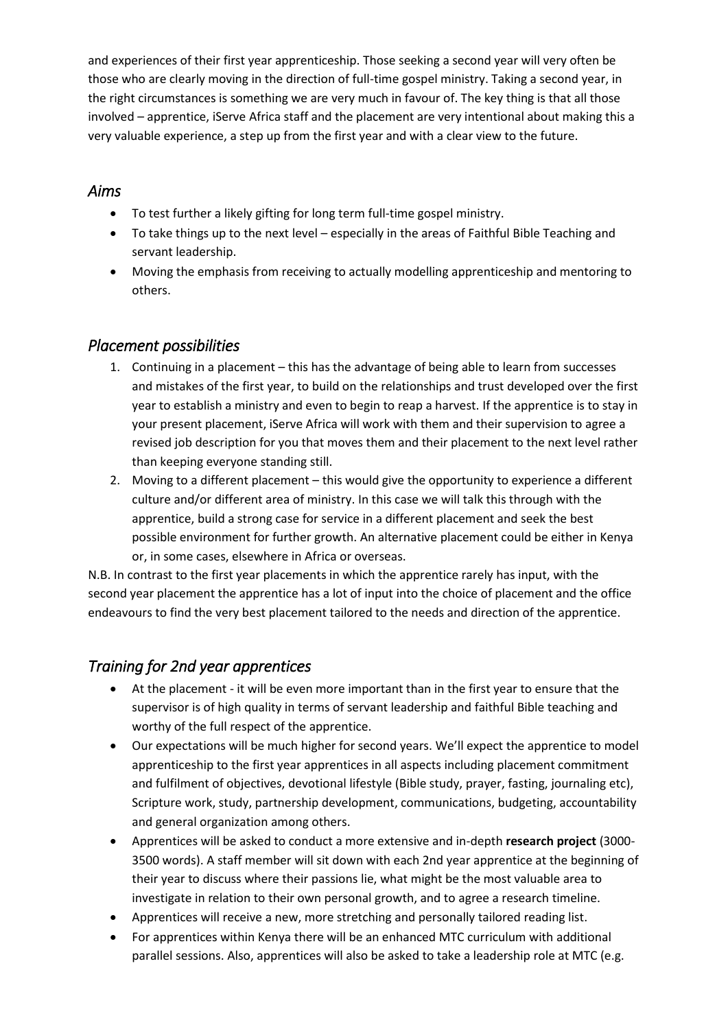and experiences of their first year apprenticeship. Those seeking a second year will very often be those who are clearly moving in the direction of full-time gospel ministry. Taking a second year, in the right circumstances is something we are very much in favour of. The key thing is that all those involved – apprentice, iServe Africa staff and the placement are very intentional about making this a very valuable experience, a step up from the first year and with a clear view to the future.

## *Aims*

- To test further a likely gifting for long term full-time gospel ministry.
- To take things up to the next level – especially in the areas of Faithful Bible Teaching and servant leadership.
- Moving the emphasis from receiving to actually modelling apprenticeship and mentoring to others.

## *Placement possibilities*

1. Continuing in a placement – this has the advantage of being able to learn from successes and mistakes of the first year, to build on the relationships and trust developed over the first year to establish a ministry and even to begin to reap a harvest. If the apprentice is to stay in your present placement, iServe Africa will work with them and their supervision to agree a revised job description for you that moves them and their placement to the next level rather than keeping everyone standing still.
2. Moving to a different placement – this would give the opportunity to experience a different culture and/or different area of ministry. In this case we will talk this through with the apprentice, build a strong case for service in a different placement and seek the best possible environment for further growth. An alternative placement could be either in Kenya or, in some cases, elsewhere in Africa or overseas.

N.B. In contrast to the first year placements in which the apprentice rarely has input, with the second year placement the apprentice has a lot of input into the choice of placement and the office endeavours to find the very best placement tailored to the needs and direction of the apprentice.

## *Training for 2nd year apprentices*

- At the placement - it will be even more important than in the first year to ensure that the supervisor is of high quality in terms of servant leadership and faithful Bible teaching and worthy of the full respect of the apprentice.
- Our expectations will be much higher for second years. We'll expect the apprentice to model apprenticeship to the first year apprentices in all aspects including placement commitment and fulfilment of objectives, devotional lifestyle (Bible study, prayer, fasting, journaling etc), Scripture work, study, partnership development, communications, budgeting, accountability and general organization among others.
- Apprentices will be asked to conduct a more extensive and in-depth **research project** (3000-3500 words). A staff member will sit down with each 2nd year apprentice at the beginning of their year to discuss where their passions lie, what might be the most valuable area to investigate in relation to their own personal growth, and to agree a research timeline.
- Apprentices will receive a new, more stretching and personally tailored reading list.
- For apprentices within Kenya there will be an enhanced MTC curriculum with additional parallel sessions. Also, apprentices will also be asked to take a leadership role at MTC (e.g.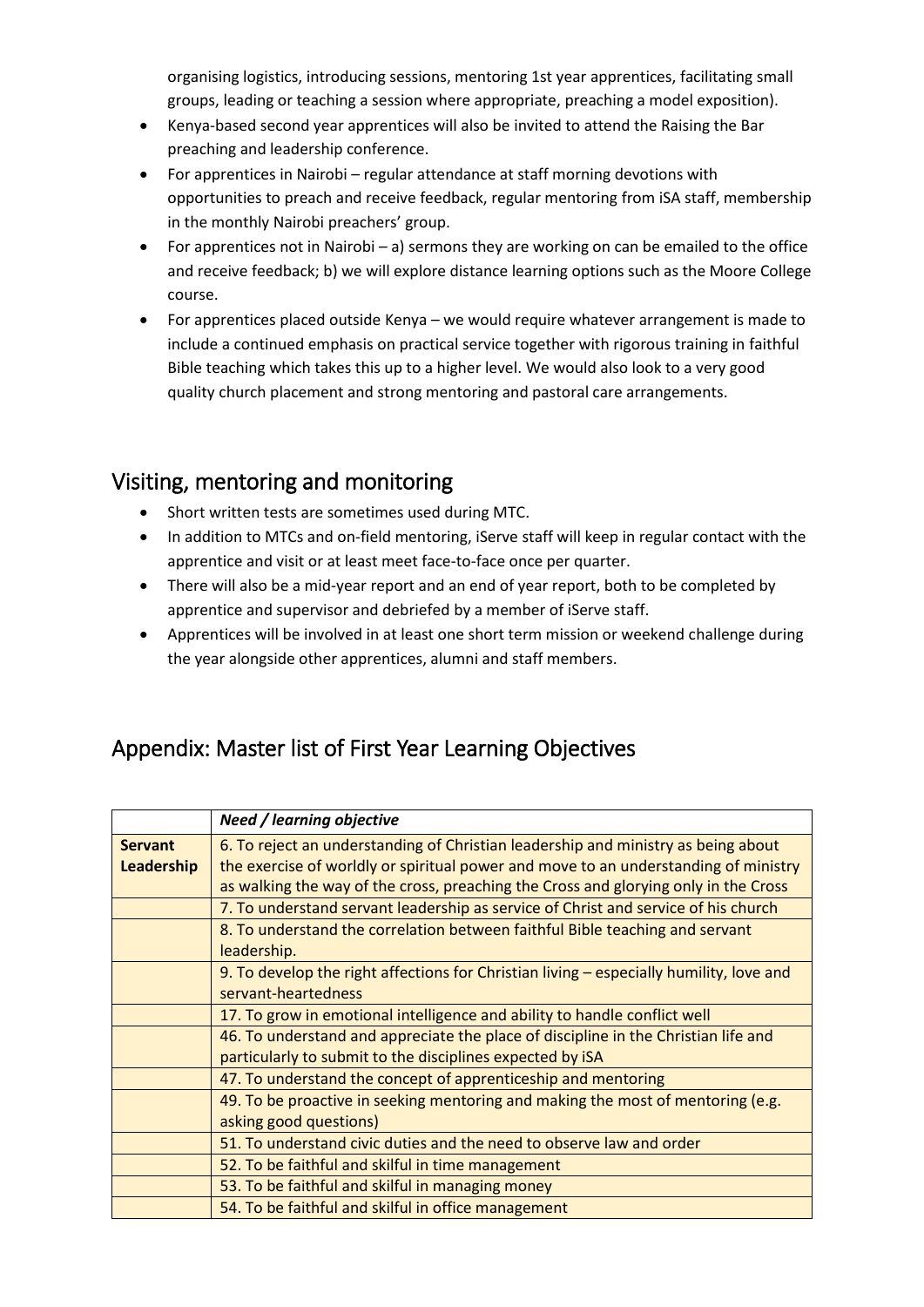organising logistics, introducing sessions, mentoring 1st year apprentices, facilitating small groups, leading or teaching a session where appropriate, preaching a model exposition).

- Kenya-based second year apprentices will also be invited to attend the Raising the Bar preaching and leadership conference.
- For apprentices in Nairobi – regular attendance at staff morning devotions with opportunities to preach and receive feedback, regular mentoring from iSA staff, membership in the monthly Nairobi preachers' group.
- For apprentices not in Nairobi – a) sermons they are working on can be emailed to the office and receive feedback; b) we will explore distance learning options such as the Moore College course.
- For apprentices placed outside Kenya – we would require whatever arrangement is made to include a continued emphasis on practical service together with rigorous training in faithful Bible teaching which takes this up to a higher level. We would also look to a very good quality church placement and strong mentoring and pastoral care arrangements.

## Visiting, mentoring and monitoring

- Short written tests are sometimes used during MTC.
- In addition to MTCs and on-field mentoring, iServe staff will keep in regular contact with the apprentice and visit or at least meet face-to-face once per quarter.
- There will also be a mid-year report and an end of year report, both to be completed by apprentice and supervisor and debriefed by a member of iServe staff.
- Apprentices will be involved in at least one short term mission or weekend challenge during the year alongside other apprentices, alumni and staff members.

## Appendix: Master list of First Year Learning Objectives

| | *Need / learning objective* |
|---|---|
| **Servant Leadership** | 6. To reject an understanding of Christian leadership and ministry as being about the exercise of worldly or spiritual power and move to an understanding of ministry as walking the way of the cross, preaching the Cross and glorying only in the Cross |
| | 7. To understand servant leadership as service of Christ and service of his church |
| | 8. To understand the correlation between faithful Bible teaching and servant leadership. |
| | 9. To develop the right affections for Christian living – especially humility, love and servant-heartedness |
| | 17. To grow in emotional intelligence and ability to handle conflict well |
| | 46. To understand and appreciate the place of discipline in the Christian life and particularly to submit to the disciplines expected by iSA |
| | 47. To understand the concept of apprenticeship and mentoring |
| | 49. To be proactive in seeking mentoring and making the most of mentoring (e.g. asking good questions) |
| | 51. To understand civic duties and the need to observe law and order |
| | 52. To be faithful and skilful in time management |
| | 53. To be faithful and skilful in managing money |
| | 54. To be faithful and skilful in office management |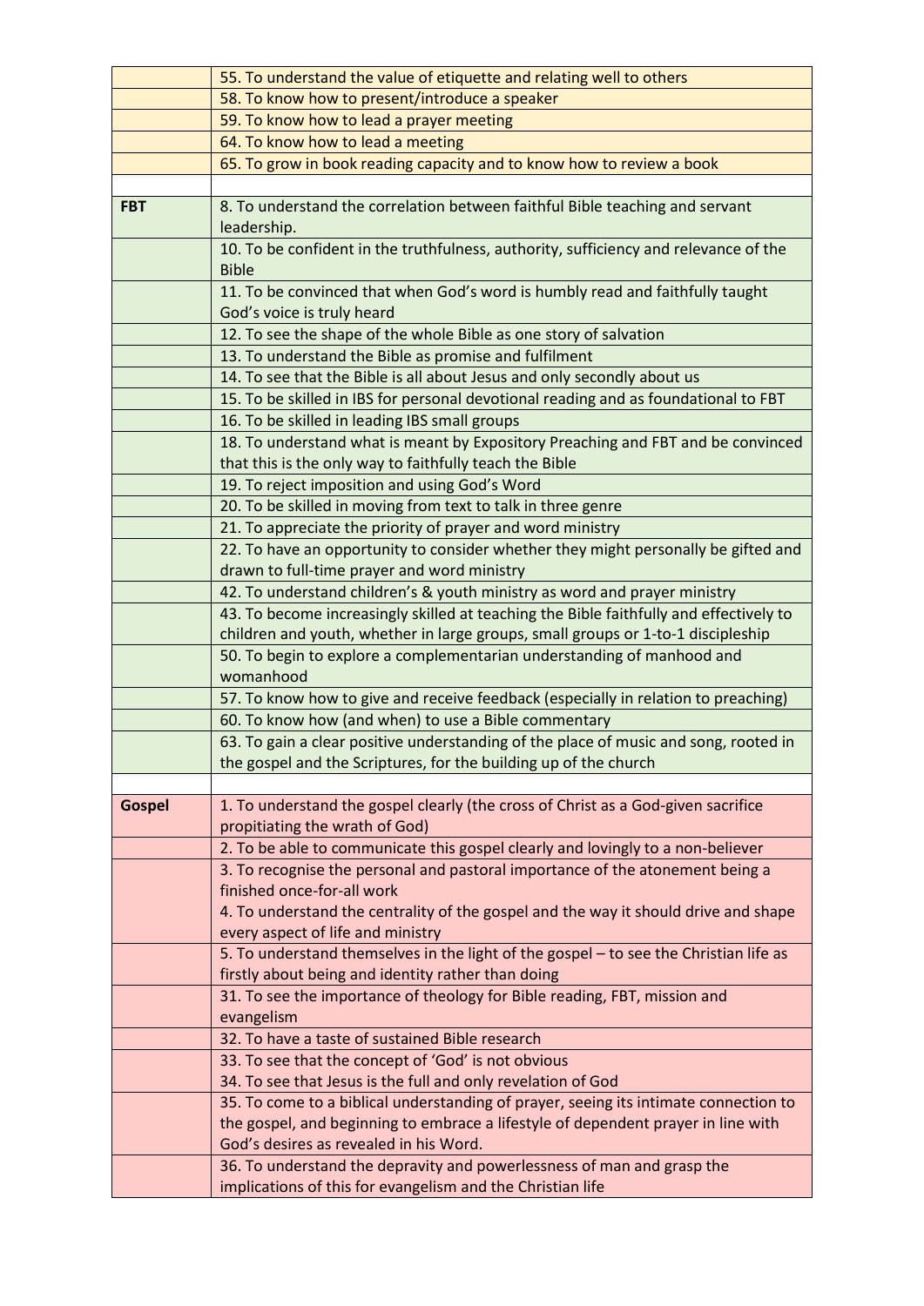| | |
|---|---|
| | 55. To understand the value of etiquette and relating well to others |
| | 58. To know how to present/introduce a speaker |
| | 59. To know how to lead a prayer meeting |
| | 64. To know how to lead a meeting |
| | 65. To grow in book reading capacity and to know how to review a book |
| | |
| **FBT** | 8. To understand the correlation between faithful Bible teaching and servant leadership. |
| | 10. To be confident in the truthfulness, authority, sufficiency and relevance of the Bible |
| | 11. To be convinced that when God's word is humbly read and faithfully taught God's voice is truly heard |
| | 12. To see the shape of the whole Bible as one story of salvation |
| | 13. To understand the Bible as promise and fulfilment |
| | 14. To see that the Bible is all about Jesus and only secondly about us |
| | 15. To be skilled in IBS for personal devotional reading and as foundational to FBT |
| | 16. To be skilled in leading IBS small groups |
| | 18. To understand what is meant by Expository Preaching and FBT and be convinced that this is the only way to faithfully teach the Bible |
| | 19. To reject imposition and using God's Word |
| | 20. To be skilled in moving from text to talk in three genre |
| | 21. To appreciate the priority of prayer and word ministry |
| | 22. To have an opportunity to consider whether they might personally be gifted and drawn to full-time prayer and word ministry |
| | 42. To understand children's & youth ministry as word and prayer ministry |
| | 43. To become increasingly skilled at teaching the Bible faithfully and effectively to children and youth, whether in large groups, small groups or 1-to-1 discipleship |
| | 50. To begin to explore a complementarian understanding of manhood and womanhood |
| | 57. To know how to give and receive feedback (especially in relation to preaching) |
| | 60. To know how (and when) to use a Bible commentary |
| | 63. To gain a clear positive understanding of the place of music and song, rooted in the gospel and the Scriptures, for the building up of the church |
| | |
| **Gospel** | 1. To understand the gospel clearly (the cross of Christ as a God-given sacrifice propitiating the wrath of God) |
| | 2. To be able to communicate this gospel clearly and lovingly to a non-believer |
| | 3. To recognise the personal and pastoral importance of the atonement being a finished once-for-all work<br>4. To understand the centrality of the gospel and the way it should drive and shape every aspect of life and ministry |
| | 5. To understand themselves in the light of the gospel – to see the Christian life as firstly about being and identity rather than doing |
| | 31. To see the importance of theology for Bible reading, FBT, mission and evangelism |
| | 32. To have a taste of sustained Bible research |
| | 33. To see that the concept of 'God' is not obvious<br>34. To see that Jesus is the full and only revelation of God |
| | 35. To come to a biblical understanding of prayer, seeing its intimate connection to the gospel, and beginning to embrace a lifestyle of dependent prayer in line with God's desires as revealed in his Word. |
| | 36. To understand the depravity and powerlessness of man and grasp the implications of this for evangelism and the Christian life |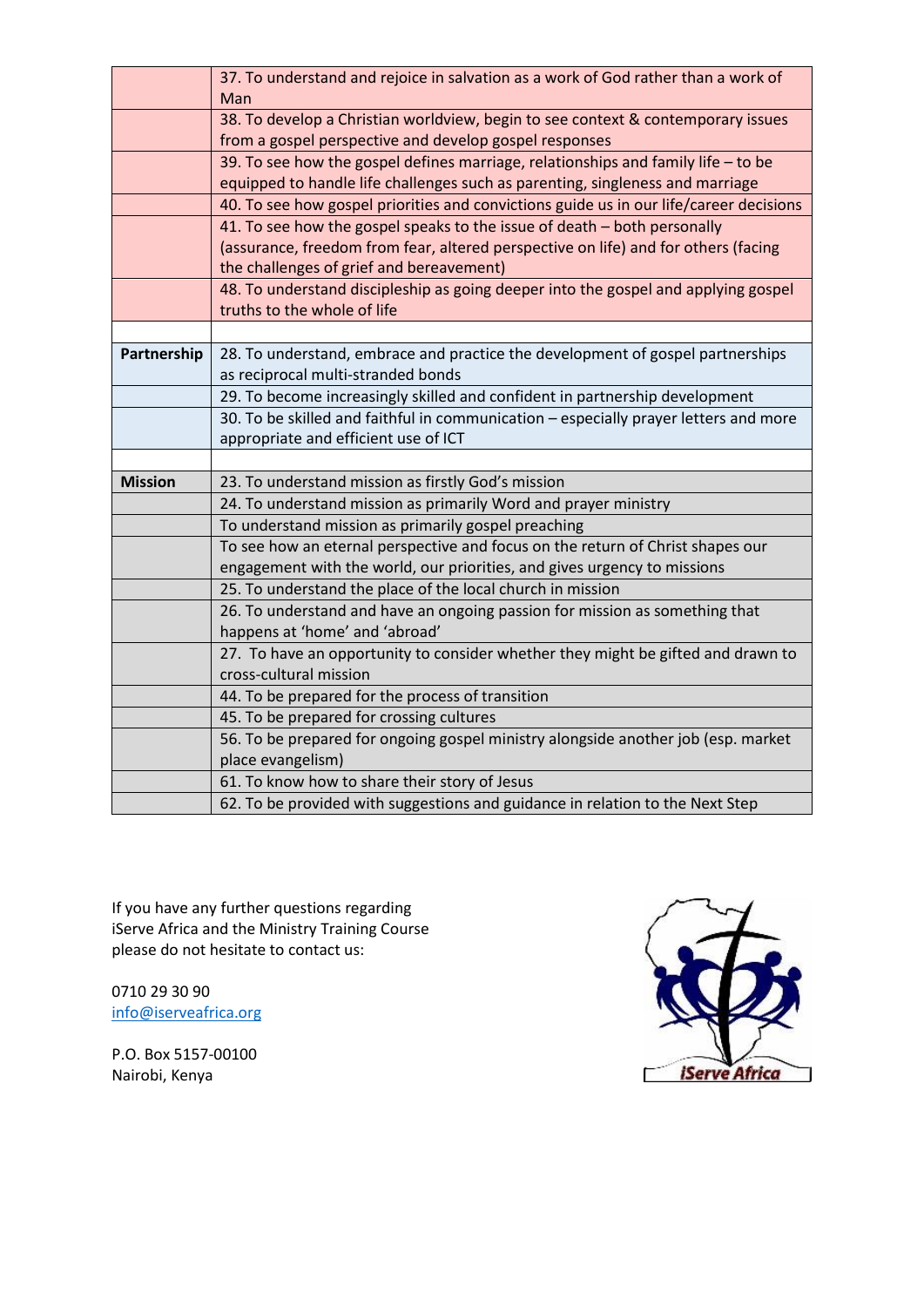| | |
|---|---|
| | 37. To understand and rejoice in salvation as a work of God rather than a work of Man |
| | 38. To develop a Christian worldview, begin to see context & contemporary issues from a gospel perspective and develop gospel responses |
| | 39. To see how the gospel defines marriage, relationships and family life – to be equipped to handle life challenges such as parenting, singleness and marriage |
| | 40. To see how gospel priorities and convictions guide us in our life/career decisions |
| | 41. To see how the gospel speaks to the issue of death – both personally (assurance, freedom from fear, altered perspective on life) and for others (facing the challenges of grief and bereavement) |
| | 48. To understand discipleship as going deeper into the gospel and applying gospel truths to the whole of life |
| | |
| **Partnership** | 28. To understand, embrace and practice the development of gospel partnerships as reciprocal multi-stranded bonds |
| | 29. To become increasingly skilled and confident in partnership development |
| | 30. To be skilled and faithful in communication – especially prayer letters and more appropriate and efficient use of ICT |
| | |
| **Mission** | 23. To understand mission as firstly God's mission |
| | 24. To understand mission as primarily Word and prayer ministry |
| | To understand mission as primarily gospel preaching |
| | To see how an eternal perspective and focus on the return of Christ shapes our engagement with the world, our priorities, and gives urgency to missions |
| | 25. To understand the place of the local church in mission |
| | 26. To understand and have an ongoing passion for mission as something that happens at 'home' and 'abroad' |
| | 27. To have an opportunity to consider whether they might be gifted and drawn to cross-cultural mission |
| | 44. To be prepared for the process of transition |
| | 45. To be prepared for crossing cultures |
| | 56. To be prepared for ongoing gospel ministry alongside another job (esp. market place evangelism) |
| | 61. To know how to share their story of Jesus |
| | 62. To be provided with suggestions and guidance in relation to the Next Step |

If you have any further questions regarding iServe Africa and the Ministry Training Course please do not hesitate to contact us:

0710 29 30 90
info@iserveafrica.org

P.O. Box 5157-00100
Nairobi, Kenya

iServe Africa